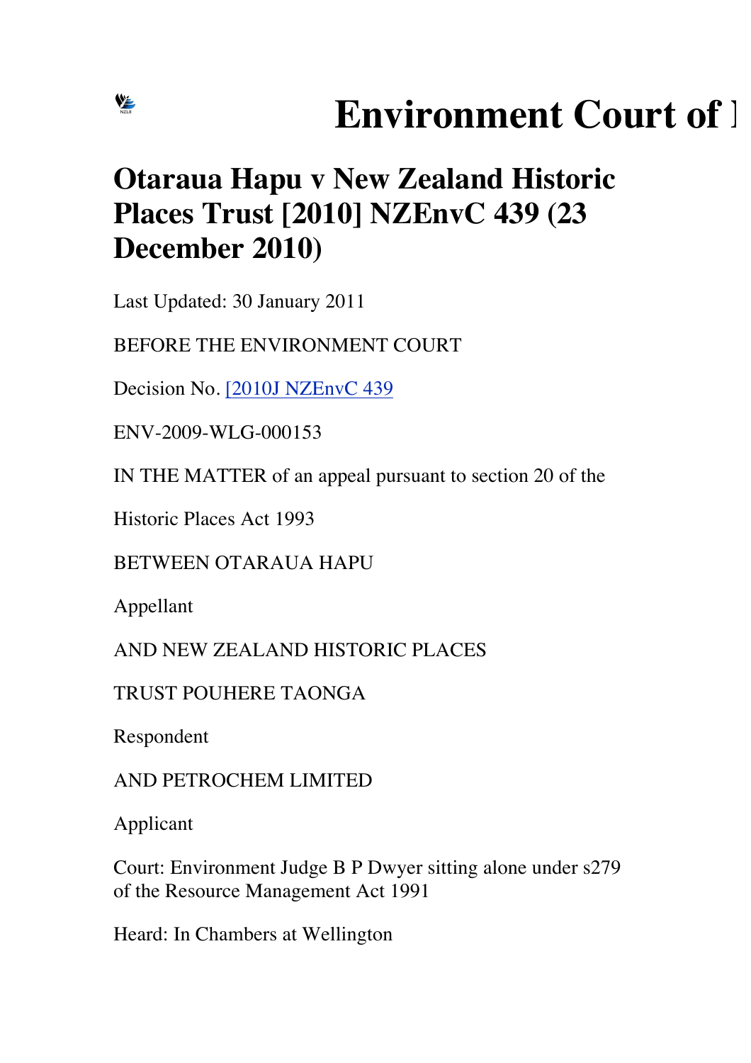# Environment Court of 

## Otaraua Hapu v New Zealand Historic Places Trust [2010] NZEnvC 439 (23 December 2010)

Last Updated: 30 January 2011

BEFORE THE ENVIRONMENT COURT

Decision No. [2010J NZEnvC 439](#)

ENV-2009-WLG-000153

IN THE MATTER of an appeal pursuant to section 20 of the

Historic Places Act 1993

BETWEEN OTARAUA HAPU

Appellant

AND NEW ZEALAND HISTORIC PLACES

TRUST POUHERE TAONGA

Respondent

AND PETROCHEM LIMITED

Applicant

Court: Environment Judge B P Dwyer sitting alone under s279 of the Resource Management Act 1991

Heard: In Chambers at Wellington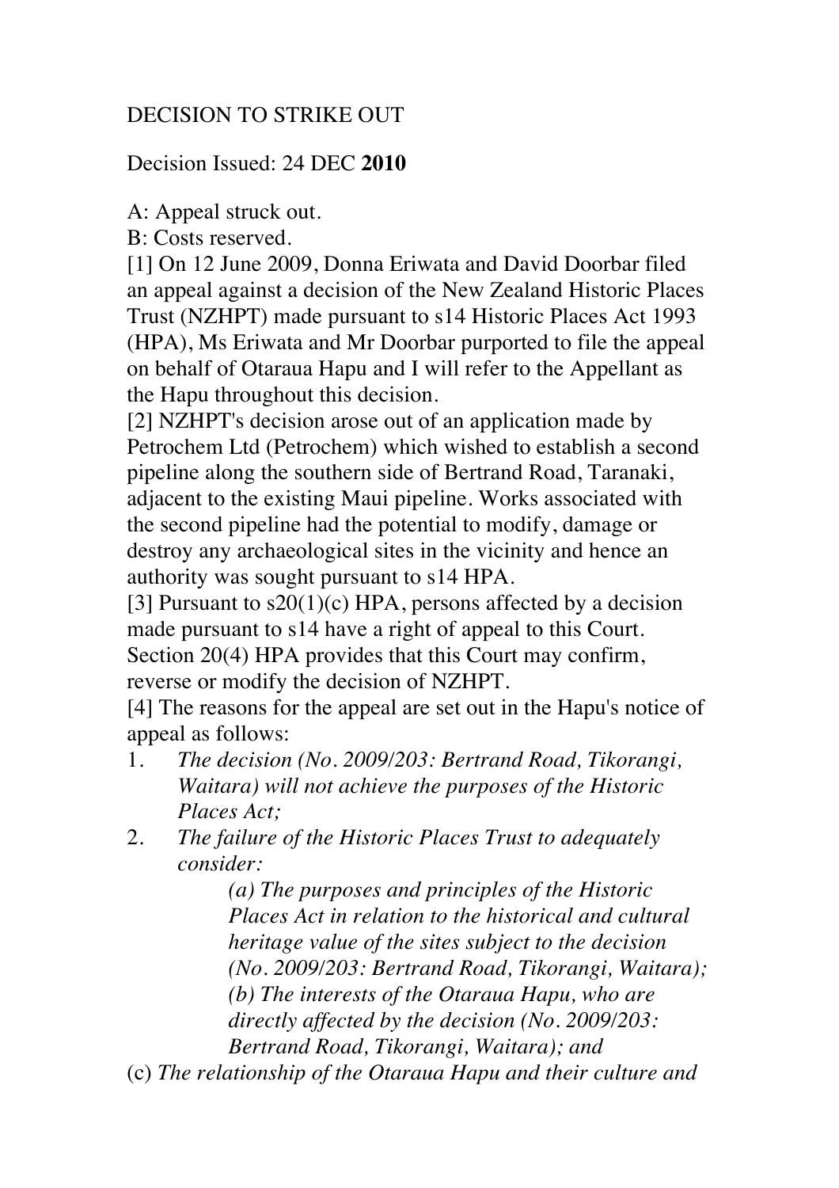DECISION TO STRIKE OUT

Decision Issued: 24 DEC **2010**

A: Appeal struck out.

B: Costs reserved.

[1] On 12 June 2009, Donna Eriwata and David Doorbar filed an appeal against a decision of the New Zealand Historic Places Trust (NZHPT) made pursuant to s14 Historic Places Act 1993 (HPA), Ms Eriwata and Mr Doorbar purported to file the appeal on behalf of Otaraua Hapu and I will refer to the Appellant as the Hapu throughout this decision.

[2] NZHPT's decision arose out of an application made by Petrochem Ltd (Petrochem) which wished to establish a second pipeline along the southern side of Bertrand Road, Taranaki, adjacent to the existing Maui pipeline. Works associated with the second pipeline had the potential to modify, damage or destroy any archaeological sites in the vicinity and hence an authority was sought pursuant to s14 HPA.

[3] Pursuant to s20(1)(c) HPA, persons affected by a decision made pursuant to s14 have a right of appeal to this Court. Section 20(4) HPA provides that this Court may confirm, reverse or modify the decision of NZHPT.

[4] The reasons for the appeal are set out in the Hapu's notice of appeal as follows:

1. *The decision (No. 2009/203: Bertrand Road, Tikorangi, Waitara) will not achieve the purposes of the Historic Places Act;*
2. *The failure of the Historic Places Trust to adequately consider:*

   *(a) The purposes and principles of the Historic Places Act in relation to the historical and cultural heritage value of the sites subject to the decision (No. 2009/203: Bertrand Road, Tikorangi, Waitara);*

   *(b) The interests of the Otaraua Hapu, who are directly affected by the decision (No. 2009/203: Bertrand Road, Tikorangi, Waitara); and*

(c) *The relationship of the Otaraua Hapu and their culture and*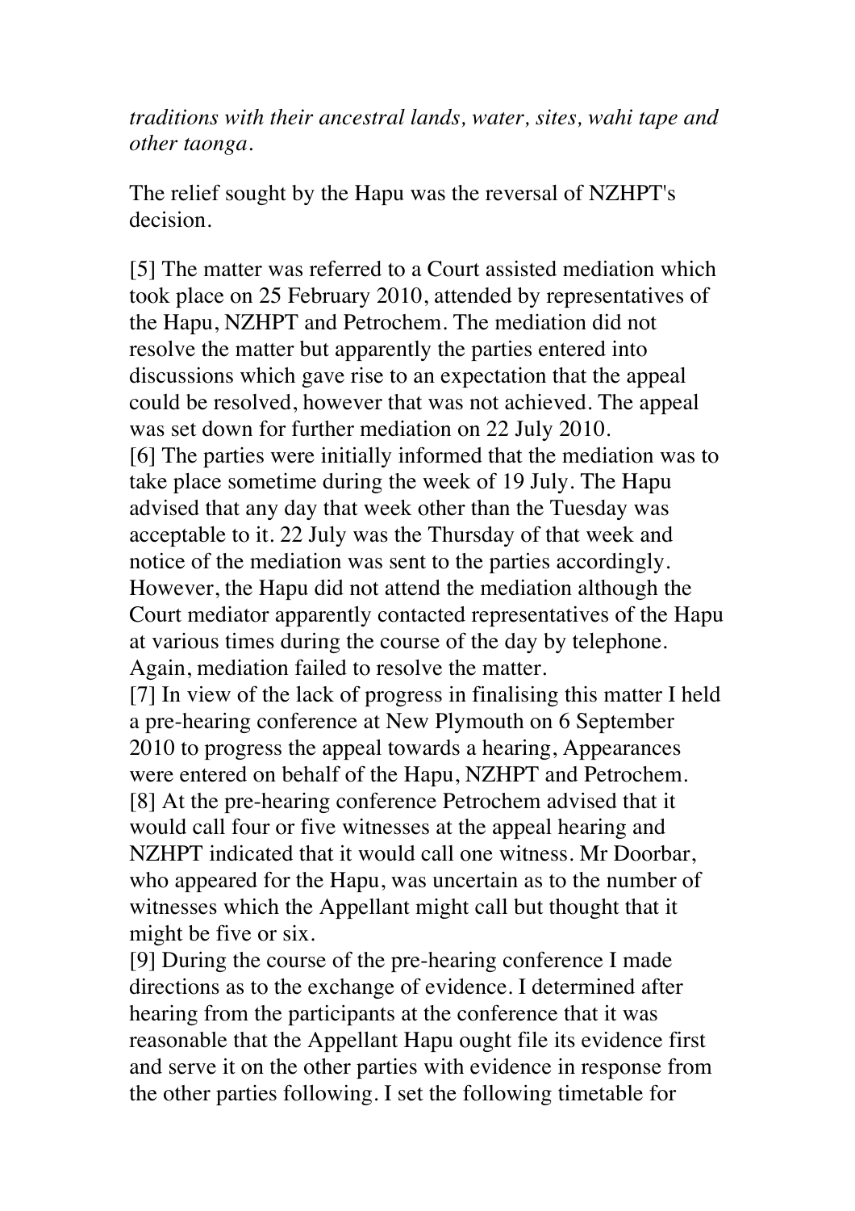*traditions with their ancestral lands, water, sites, wahi tape and other taonga.*

The relief sought by the Hapu was the reversal of NZHPT's decision.

[5] The matter was referred to a Court assisted mediation which took place on 25 February 2010, attended by representatives of the Hapu, NZHPT and Petrochem. The mediation did not resolve the matter but apparently the parties entered into discussions which gave rise to an expectation that the appeal could be resolved, however that was not achieved. The appeal was set down for further mediation on 22 July 2010.

[6] The parties were initially informed that the mediation was to take place sometime during the week of 19 July. The Hapu advised that any day that week other than the Tuesday was acceptable to it. 22 July was the Thursday of that week and notice of the mediation was sent to the parties accordingly. However, the Hapu did not attend the mediation although the Court mediator apparently contacted representatives of the Hapu at various times during the course of the day by telephone. Again, mediation failed to resolve the matter.

[7] In view of the lack of progress in finalising this matter I held a pre-hearing conference at New Plymouth on 6 September 2010 to progress the appeal towards a hearing, Appearances were entered on behalf of the Hapu, NZHPT and Petrochem.

[8] At the pre-hearing conference Petrochem advised that it would call four or five witnesses at the appeal hearing and NZHPT indicated that it would call one witness. Mr Doorbar, who appeared for the Hapu, was uncertain as to the number of witnesses which the Appellant might call but thought that it might be five or six.

[9] During the course of the pre-hearing conference I made directions as to the exchange of evidence. I determined after hearing from the participants at the conference that it was reasonable that the Appellant Hapu ought file its evidence first and serve it on the other parties with evidence in response from the other parties following. I set the following timetable for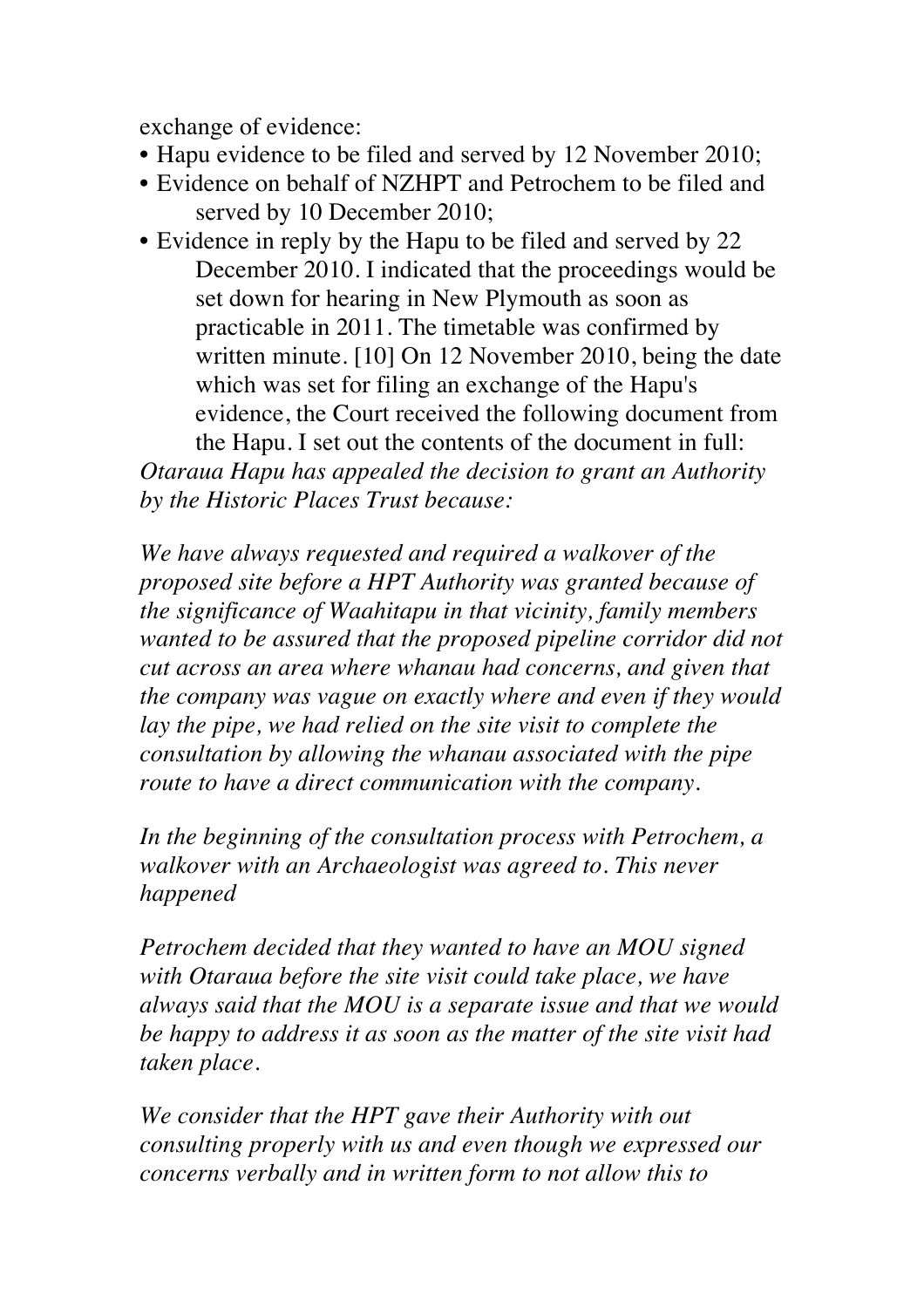exchange of evidence:

- Hapu evidence to be filed and served by 12 November 2010;
- Evidence on behalf of NZHPT and Petrochem to be filed and served by 10 December 2010;
- Evidence in reply by the Hapu to be filed and served by 22 December 2010. I indicated that the proceedings would be set down for hearing in New Plymouth as soon as practicable in 2011. The timetable was confirmed by written minute. [10] On 12 November 2010, being the date which was set for filing an exchange of the Hapu's evidence, the Court received the following document from the Hapu. I set out the contents of the document in full:

*Otaraua Hapu has appealed the decision to grant an Authority by the Historic Places Trust because:*

*We have always requested and required a walkover of the proposed site before a HPT Authority was granted because of the significance of Waahitapu in that vicinity, family members wanted to be assured that the proposed pipeline corridor did not cut across an area where whanau had concerns, and given that the company was vague on exactly where and even if they would lay the pipe, we had relied on the site visit to complete the consultation by allowing the whanau associated with the pipe route to have a direct communication with the company.*

*In the beginning of the consultation process with Petrochem, a walkover with an Archaeologist was agreed to. This never happened*

*Petrochem decided that they wanted to have an MOU signed with Otaraua before the site visit could take place, we have always said that the MOU is a separate issue and that we would be happy to address it as soon as the matter of the site visit had taken place.*

*We consider that the HPT gave their Authority with out consulting properly with us and even though we expressed our concerns verbally and in written form to not allow this to*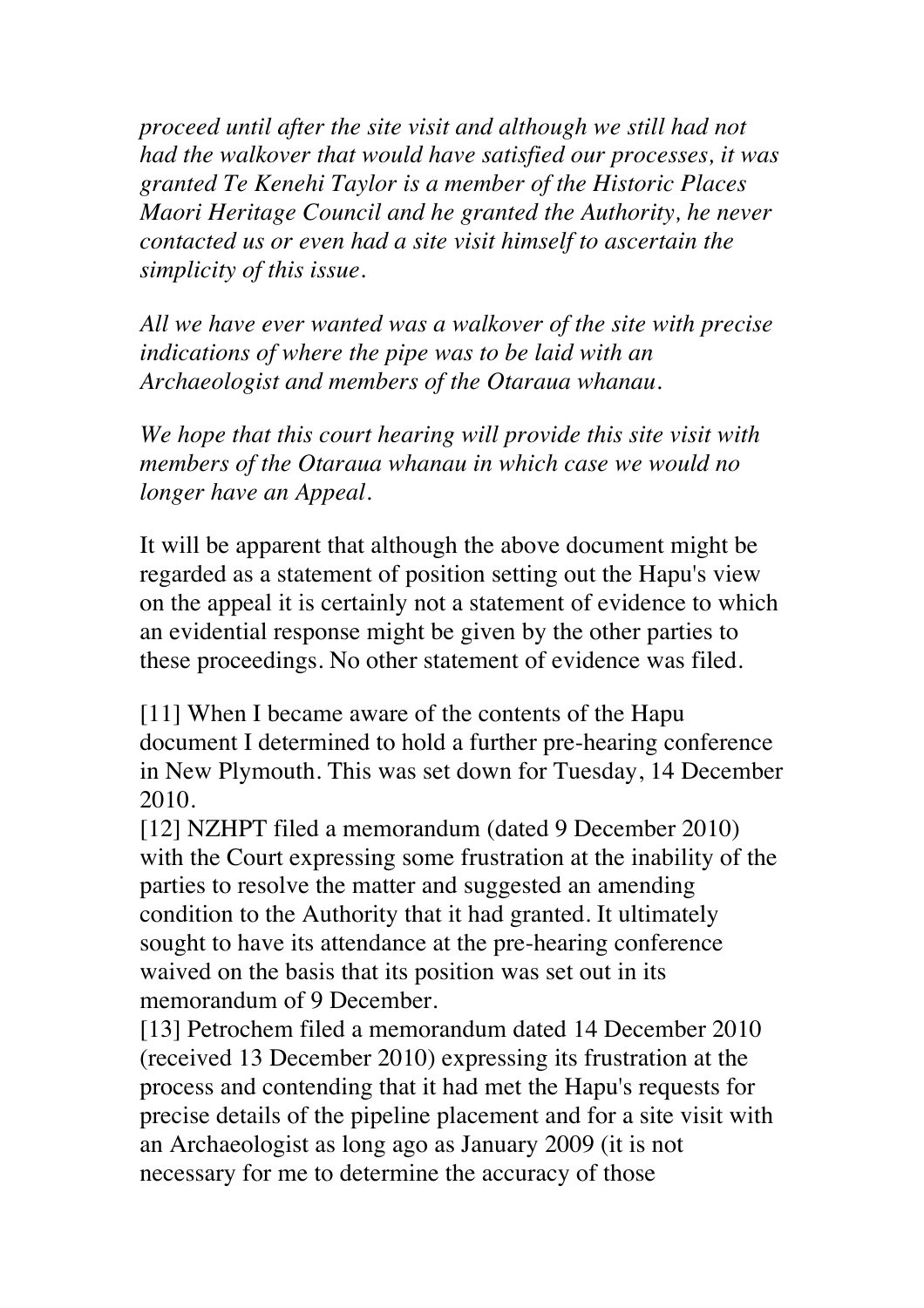*proceed until after the site visit and although we still had not had the walkover that would have satisfied our processes, it was granted Te Kenehi Taylor is a member of the Historic Places Maori Heritage Council and he granted the Authority, he never contacted us or even had a site visit himself to ascertain the simplicity of this issue.*

*All we have ever wanted was a walkover of the site with precise indications of where the pipe was to be laid with an Archaeologist and members of the Otaraua whanau.*

*We hope that this court hearing will provide this site visit with members of the Otaraua whanau in which case we would no longer have an Appeal.*

It will be apparent that although the above document might be regarded as a statement of position setting out the Hapu's view on the appeal it is certainly not a statement of evidence to which an evidential response might be given by the other parties to these proceedings. No other statement of evidence was filed.

[11] When I became aware of the contents of the Hapu document I determined to hold a further pre-hearing conference in New Plymouth. This was set down for Tuesday, 14 December 2010.

[12] NZHPT filed a memorandum (dated 9 December 2010) with the Court expressing some frustration at the inability of the parties to resolve the matter and suggested an amending condition to the Authority that it had granted. It ultimately sought to have its attendance at the pre-hearing conference waived on the basis that its position was set out in its memorandum of 9 December.

[13] Petrochem filed a memorandum dated 14 December 2010 (received 13 December 2010) expressing its frustration at the process and contending that it had met the Hapu's requests for precise details of the pipeline placement and for a site visit with an Archaeologist as long ago as January 2009 (it is not necessary for me to determine the accuracy of those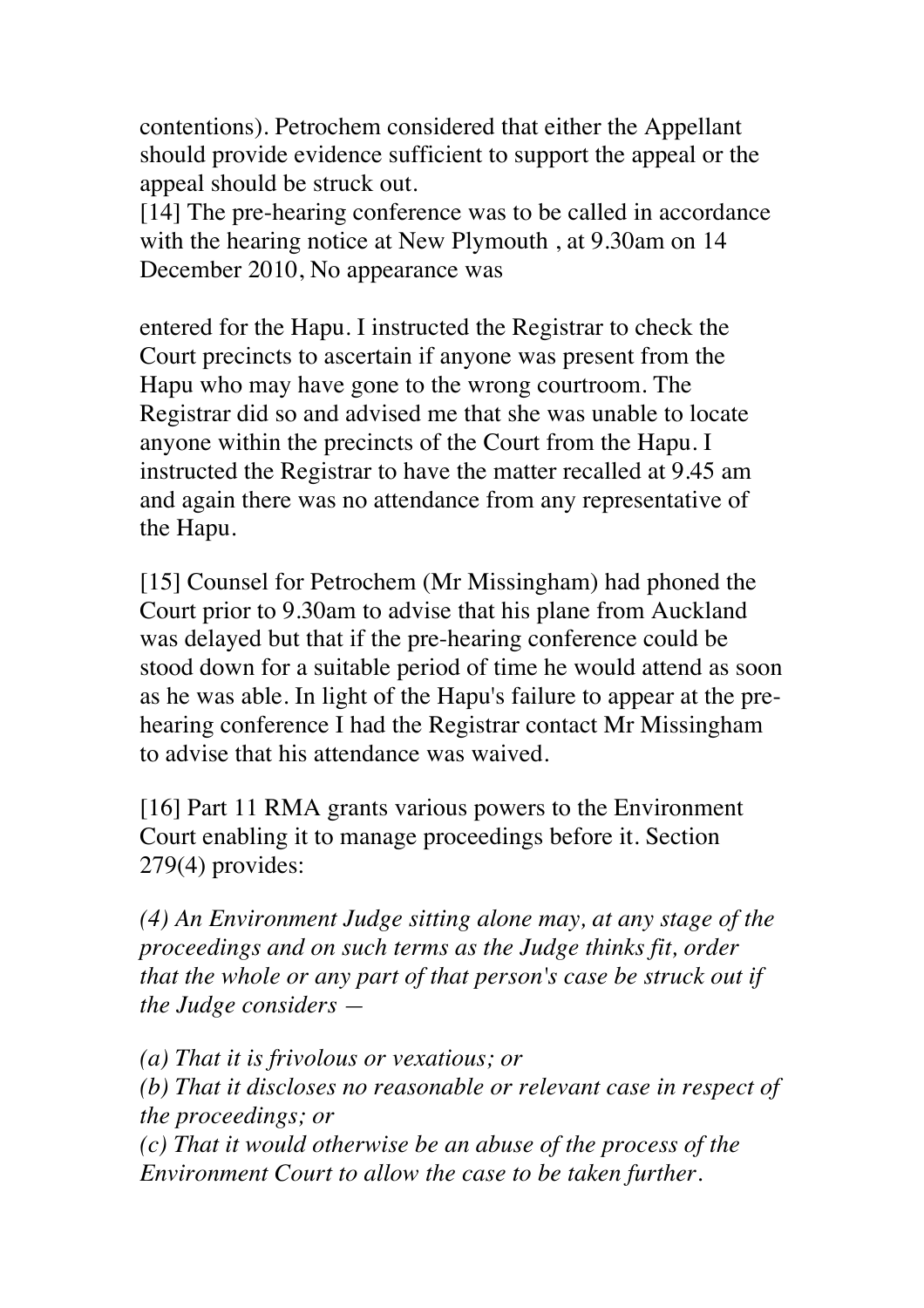contentions). Petrochem considered that either the Appellant should provide evidence sufficient to support the appeal or the appeal should be struck out.

[14] The pre-hearing conference was to be called in accordance with the hearing notice at New Plymouth , at 9.30am on 14 December 2010, No appearance was

entered for the Hapu. I instructed the Registrar to check the Court precincts to ascertain if anyone was present from the Hapu who may have gone to the wrong courtroom. The Registrar did so and advised me that she was unable to locate anyone within the precincts of the Court from the Hapu. I instructed the Registrar to have the matter recalled at 9.45 am and again there was no attendance from any representative of the Hapu.

[15] Counsel for Petrochem (Mr Missingham) had phoned the Court prior to 9.30am to advise that his plane from Auckland was delayed but that if the pre-hearing conference could be stood down for a suitable period of time he would attend as soon as he was able. In light of the Hapu's failure to appear at the pre-hearing conference I had the Registrar contact Mr Missingham to advise that his attendance was waived.

[16] Part 11 RMA grants various powers to the Environment Court enabling it to manage proceedings before it. Section 279(4) provides:

*(4) An Environment Judge sitting alone may, at any stage of the proceedings and on such terms as the Judge thinks fit, order that the whole or any part of that person's case be struck out if the Judge considers —*

*(a) That it is frivolous or vexatious; or*
*(b) That it discloses no reasonable or relevant case in respect of the proceedings; or*
*(c) That it would otherwise be an abuse of the process of the Environment Court to allow the case to be taken further.*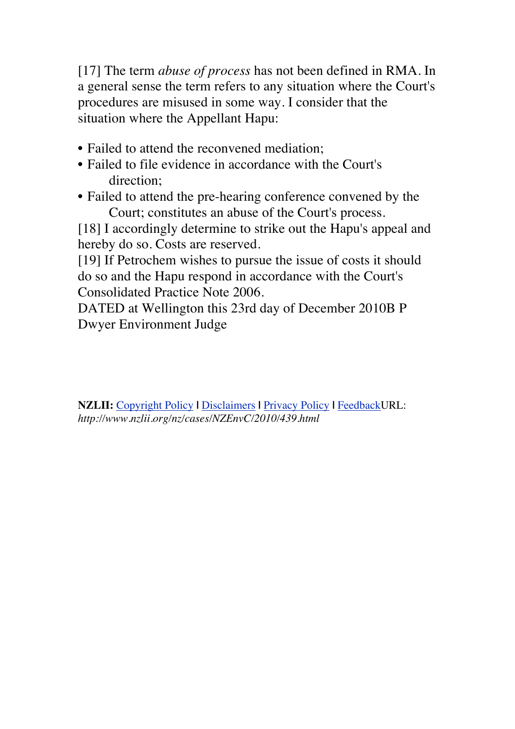[17] The term *abuse of process* has not been defined in RMA. In a general sense the term refers to any situation where the Court's procedures are misused in some way. I consider that the situation where the Appellant Hapu:

- Failed to attend the reconvened mediation;
- Failed to file evidence in accordance with the Court's direction;
- Failed to attend the pre-hearing conference convened by the Court; constitutes an abuse of the Court's process.

[18] I accordingly determine to strike out the Hapu's appeal and hereby do so. Costs are reserved.

[19] If Petrochem wishes to pursue the issue of costs it should do so and the Hapu respond in accordance with the Court's Consolidated Practice Note 2006.

DATED at Wellington this 23rd day of December 2010B P Dwyer Environment Judge

**NZLII:** Copyright Policy | Disclaimers | Privacy Policy | FeedbackURL: *http://www.nzlii.org/nz/cases/NZEnvC/2010/439.html*